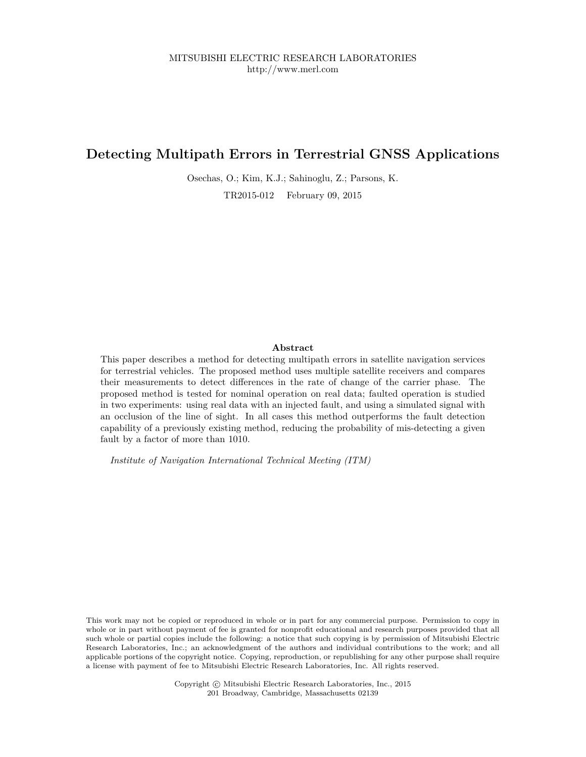MITSUBISHI ELECTRIC RESEARCH LABORATORIES
http://www.merl.com

# Detecting Multipath Errors in Terrestrial GNSS Applications

Osechas, O.; Kim, K.J.; Sahinoglu, Z.; Parsons, K.

TR2015-012 February 09, 2015

## Abstract

This paper describes a method for detecting multipath errors in satellite navigation services for terrestrial vehicles. The proposed method uses multiple satellite receivers and compares their measurements to detect differences in the rate of change of the carrier phase. The proposed method is tested for nominal operation on real data; faulted operation is studied in two experiments: using real data with an injected fault, and using a simulated signal with an occlusion of the line of sight. In all cases this method outperforms the fault detection capability of a previously existing method, reducing the probability of mis-detecting a given fault by a factor of more than 1010.

*Institute of Navigation International Technical Meeting (ITM)*

This work may not be copied or reproduced in whole or in part for any commercial purpose. Permission to copy in whole or in part without payment of fee is granted for nonprofit educational and research purposes provided that all such whole or partial copies include the following: a notice that such copying is by permission of Mitsubishi Electric Research Laboratories, Inc.; an acknowledgment of the authors and individual contributions to the work; and all applicable portions of the copyright notice. Copying, reproduction, or republishing for any other purpose shall require a license with payment of fee to Mitsubishi Electric Research Laboratories, Inc. All rights reserved.

Copyright © Mitsubishi Electric Research Laboratories, Inc., 2015
201 Broadway, Cambridge, Massachusetts 02139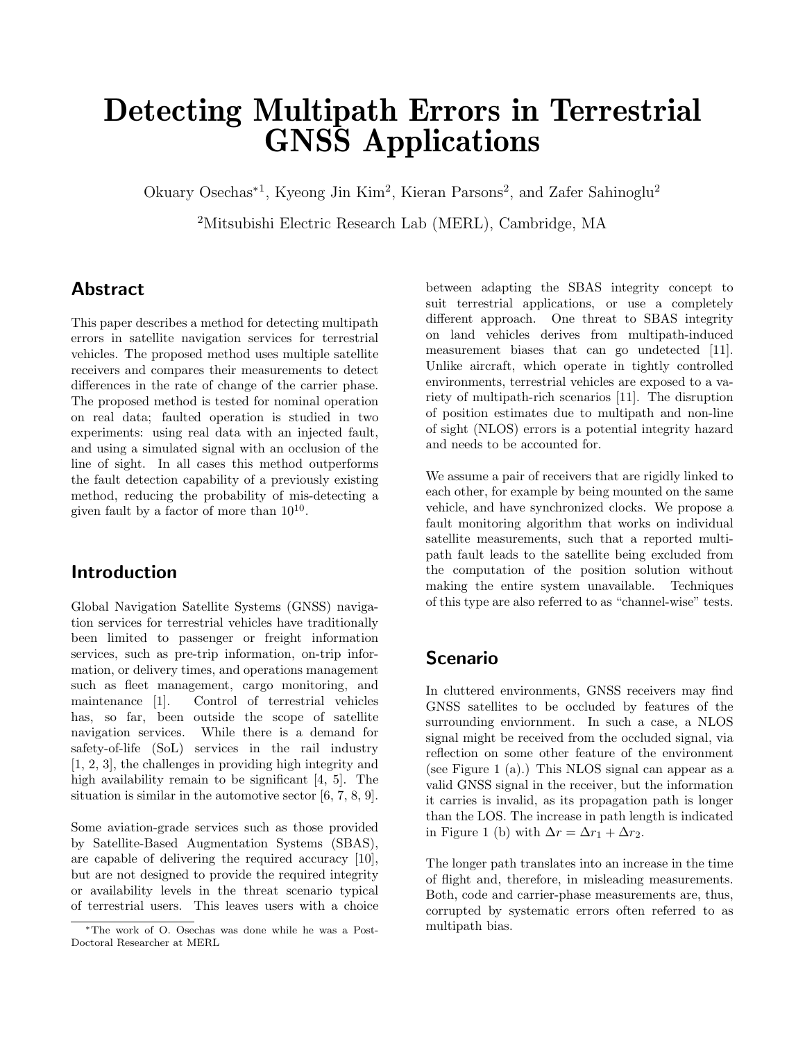# Detecting Multipath Errors in Terrestrial GNSS Applications

Okuary Osechas*[1], Kyeong Jin Kim[2], Kieran Parsons[2], and Zafer Sahinoglu[2]

[2]Mitsubishi Electric Research Lab (MERL), Cambridge, MA

## Abstract

This paper describes a method for detecting multipath errors in satellite navigation services for terrestrial vehicles. The proposed method uses multiple satellite receivers and compares their measurements to detect differences in the rate of change of the carrier phase. The proposed method is tested for nominal operation on real data; faulted operation is studied in two experiments: using real data with an injected fault, and using a simulated signal with an occlusion of the line of sight. In all cases this method outperforms the fault detection capability of a previously existing method, reducing the probability of mis-detecting a given fault by a factor of more than $10^{10}$.

## Introduction

Global Navigation Satellite Systems (GNSS) navigation services for terrestrial vehicles have traditionally been limited to passenger or freight information services, such as pre-trip information, on-trip information, or delivery times, and operations management such as fleet management, cargo monitoring, and maintenance [1]. Control of terrestrial vehicles has, so far, been outside the scope of satellite navigation services. While there is a demand for safety-of-life (SoL) services in the rail industry [1, 2, 3], the challenges in providing high integrity and high availability remain to be significant [4, 5]. The situation is similar in the automotive sector [6, 7, 8, 9].

Some aviation-grade services such as those provided by Satellite-Based Augmentation Systems (SBAS), are capable of delivering the required accuracy [10], but are not designed to provide the required integrity or availability levels in the threat scenario typical of terrestrial users. This leaves users with a choice between adapting the SBAS integrity concept to suit terrestrial applications, or use a completely different approach. One threat to SBAS integrity on land vehicles derives from multipath-induced measurement biases that can go undetected [11]. Unlike aircraft, which operate in tightly controlled environments, terrestrial vehicles are exposed to a variety of multipath-rich scenarios [11]. The disruption of position estimates due to multipath and non-line of sight (NLOS) errors is a potential integrity hazard and needs to be accounted for.

We assume a pair of receivers that are rigidly linked to each other, for example by being mounted on the same vehicle, and have synchronized clocks. We propose a fault monitoring algorithm that works on individual satellite measurements, such that a reported multipath fault leads to the satellite being excluded from the computation of the position solution without making the entire system unavailable. Techniques of this type are also referred to as "channel-wise" tests.

## Scenario

In cluttered environments, GNSS receivers may find GNSS satellites to be occluded by features of the surrounding enviornment. In such a case, a NLOS signal might be received from the occluded signal, via reflection on some other feature of the environment (see Figure 1 (a).) This NLOS signal can appear as a valid GNSS signal in the receiver, but the information it carries is invalid, as its propagation path is longer than the LOS. The increase in path length is indicated in Figure 1 (b) with $\Delta r = \Delta r_1 + \Delta r_2$.

The longer path translates into an increase in the time of flight and, therefore, in misleading measurements. Both, code and carrier-phase measurements are, thus, corrupted by systematic errors often referred to as multipath bias.

*The work of O. Osechas was done while he was a Post-Doctoral Researcher at MERL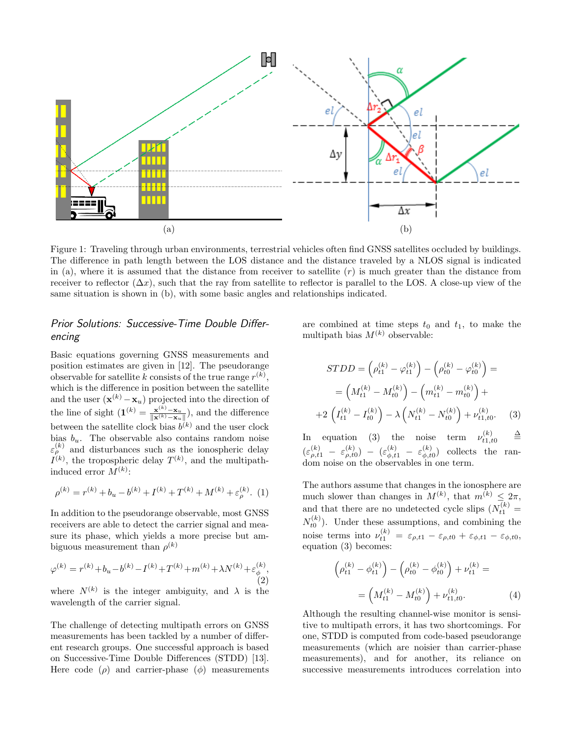Figure 1: Traveling through urban environments, terrestrial vehicles often find GNSS satellites occluded by buildings. The difference in path length between the LOS distance and the distance traveled by a NLOS signal is indicated in (a), where it is assumed that the distance from receiver to satellite ($r$) is much greater than the distance from receiver to reflector ($\Delta x$), such that the ray from satellite to reflector is parallel to the LOS. A close-up view of the same situation is shown in (b), with some basic angles and relationships indicated.

### *Prior Solutions: Successive-Time Double Differencing*

Basic equations governing GNSS measurements and position estimates are given in [12]. The pseudorange observable for satellite $k$ consists of the true range $r^{(k)}$, which is the difference in position between the satellite and the user ($\mathbf{x}^{(k)} - \mathbf{x}_u$) projected into the direction of the line of sight ($\mathbf{1}^{(k)} = \frac{\mathbf{x}^{(k)} - \mathbf{x}_u}{\|\mathbf{x}^{(k)} - \mathbf{x}_u\|}$), and the difference between the satellite clock bias $b^{(k)}$ and the user clock bias $b_u$. The observable also contains random noise $\varepsilon_\rho^{(k)}$ and disturbances such as the ionospheric delay $I^{(k)}$, the tropospheric delay $T^{(k)}$, and the multipath-induced error $M^{(k)}$:

$$\rho^{(k)} = r^{(k)} + b_u - b^{(k)} + I^{(k)} + T^{(k)} + M^{(k)} + \varepsilon_\rho^{(k)}. \quad (1)$$

In addition to the pseudorange observable, most GNSS receivers are able to detect the carrier signal and measure its phase, which yields a more precise but ambiguous measurement than $\rho^{(k)}$

$$\varphi^{(k)} = r^{(k)} + b_u - b^{(k)} - I^{(k)} + T^{(k)} + m^{(k)} + \lambda N^{(k)} + \varepsilon_\phi^{(k)}, \quad (2)$$

where $N^{(k)}$ is the integer ambiguity, and $\lambda$ is the wavelength of the carrier signal.

The challenge of detecting multipath errors on GNSS measurements has been tackled by a number of different research groups. One successful approach is based on Successive-Time Double Differences (STDD) [13]. Here code ($\rho$) and carrier-phase ($\phi$) measurements are combined at time steps $t_0$ and $t_1$, to make the multipath bias $M^{(k)}$ observable:

$$STDD = \left(\rho_{t1}^{(k)} - \varphi_{t1}^{(k)}\right) - \left(\rho_{t0}^{(k)} - \varphi_{t0}^{(k)}\right) =$$
$$= \left(M_{t1}^{(k)} - M_{t0}^{(k)}\right) - \left(m_{t1}^{(k)} - m_{t0}^{(k)}\right) +$$
$$+2\left(I_{t1}^{(k)} - I_{t0}^{(k)}\right) - \lambda\left(N_{t1}^{(k)} - N_{t0}^{(k)}\right) + \nu_{t1,t0}^{(k)}. \quad (3)$$

In equation (3) the noise term $\nu_{t1,t0}^{(k)} \triangleq (\varepsilon_{\rho,t1}^{(k)} - \varepsilon_{\rho,t0}^{(k)}) - (\varepsilon_{\phi,t1}^{(k)} - \varepsilon_{\phi,t0}^{(k)})$ collects the random noise on the observables in one term.

The authors assume that changes in the ionosphere are much slower than changes in $M^{(k)}$, that $m^{(k)} \leq 2\pi$, and that there are no undetected cycle slips ($N_{t1}^{(k)} = N_{t0}^{(k)}$). Under these assumptions, and combining the noise terms into $\nu_{t1}^{(k)} = \varepsilon_{\rho,t1} - \varepsilon_{\rho,t0} + \varepsilon_{\phi,t1} - \varepsilon_{\phi,t0}$, equation (3) becomes:

$$\left(\rho_{t1}^{(k)} - \phi_{t1}^{(k)}\right) - \left(\rho_{t0}^{(k)} - \phi_{t0}^{(k)}\right) + \nu_{t1}^{(k)} =$$
$$= \left(M_{t1}^{(k)} - M_{t0}^{(k)}\right) + \nu_{t1,t0}^{(k)}. \quad (4)$$

Although the resulting channel-wise monitor is sensitive to multipath errors, it has two shortcomings. For one, STDD is computed from code-based pseudorange measurements (which are noisier than carrier-phase measurements), and for another, its reliance on successive measurements introduces correlation into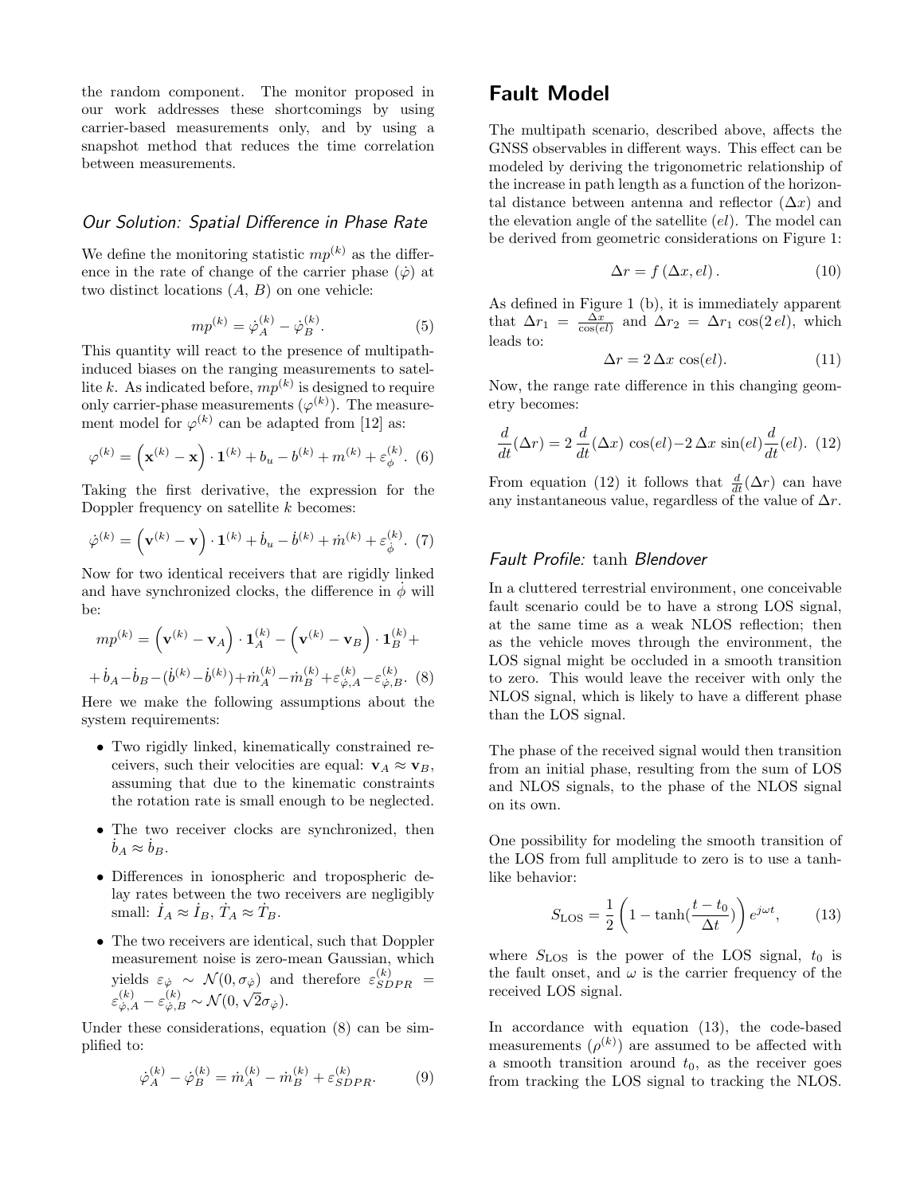the random component. The monitor proposed in our work addresses these shortcomings by using carrier-based measurements only, and by using a snapshot method that reduces the time correlation between measurements.

### *Our Solution: Spatial Difference in Phase Rate*

We define the monitoring statistic $mp^{(k)}$ as the difference in the rate of change of the carrier phase ($\dot{\varphi}$) at two distinct locations ($A$, $B$) on one vehicle:

$$mp^{(k)} = \dot{\varphi}_A^{(k)} - \dot{\varphi}_B^{(k)}. \tag{5}$$

This quantity will react to the presence of multipath-induced biases on the ranging measurements to satellite $k$. As indicated before, $mp^{(k)}$ is designed to require only carrier-phase measurements ($\varphi^{(k)}$). The measurement model for $\varphi^{(k)}$ can be adapted from [12] as:

$$\varphi^{(k)} = \left(\mathbf{x}^{(k)} - \mathbf{x}\right) \cdot \mathbf{1}^{(k)} + b_u - b^{(k)} + m^{(k)} + \varepsilon_{\phi}^{(k)}. \tag{6}$$

Taking the first derivative, the expression for the Doppler frequency on satellite $k$ becomes:

$$\dot{\varphi}^{(k)} = \left(\mathbf{v}^{(k)} - \mathbf{v}\right) \cdot \mathbf{1}^{(k)} + \dot{b}_u - \dot{b}^{(k)} + \dot{m}^{(k)} + \varepsilon_{\dot{\phi}}^{(k)}. \tag{7}$$

Now for two identical receivers that are rigidly linked and have synchronized clocks, the difference in $\dot{\phi}$ will be:

$$mp^{(k)} = \left(\mathbf{v}^{(k)} - \mathbf{v}_A\right) \cdot \mathbf{1}_A^{(k)} - \left(\mathbf{v}^{(k)} - \mathbf{v}_B\right) \cdot \mathbf{1}_B^{(k)} +$$

$$+ \dot{b}_A - \dot{b}_B - (\dot{b}^{(k)} - \dot{b}^{(k)}) + \dot{m}_A^{(k)} - \dot{m}_B^{(k)} + \varepsilon_{\dot{\varphi},A}^{(k)} - \varepsilon_{\dot{\varphi},B}^{(k)}. \tag{8}$$

Here we make the following assumptions about the system requirements:

- Two rigidly linked, kinematically constrained receivers, such that their velocities are equal: $\mathbf{v}_A \approx \mathbf{v}_B$, assuming that due to the kinematic constraints the rotation rate is small enough to be neglected.
- The two receiver clocks are synchronized, then $\dot{b}_A \approx \dot{b}_B$.
- Differences in ionospheric and tropospheric delay rates between the two receivers are negligibly small: $\dot{I}_A \approx \dot{I}_B$, $\dot{T}_A \approx \dot{T}_B$.
- The two receivers are identical, such that Doppler measurement noise is zero-mean Gaussian, which yields $\varepsilon_{\dot{\varphi}} \sim \mathcal{N}(0, \sigma_{\dot{\varphi}})$ and therefore $\varepsilon_{SDPR}^{(k)} = \varepsilon_{\dot{\varphi},A}^{(k)} - \varepsilon_{\dot{\varphi},B}^{(k)} \sim \mathcal{N}(0, \sqrt{2}\sigma_{\dot{\varphi}})$.

Under these considerations, equation (8) can be simplified to:

$$\dot{\varphi}_A^{(k)} - \dot{\varphi}_B^{(k)} = \dot{m}_A^{(k)} - \dot{m}_B^{(k)} + \varepsilon_{SDPR}^{(k)}. \tag{9}$$

## Fault Model

The multipath scenario, described above, affects the GNSS observables in different ways. This effect can be modeled by deriving the trigonometric relationship of the increase in path length as a function of the horizontal distance between antenna and reflector ($\Delta x$) and the elevation angle of the satellite ($el$). The model can be derived from geometric considerations on Figure 1:

$$\Delta r = f\left(\Delta x, el\right). \tag{10}$$

As defined in Figure 1 (b), it is immediately apparent that $\Delta r_1 = \frac{\Delta x}{\cos(el)}$ and $\Delta r_2 = \Delta r_1 \cos(2\,el)$, which leads to:

$$\Delta r = 2\,\Delta x\,\cos(el). \tag{11}$$

Now, the range rate difference in this changing geometry becomes:

$$\frac{d}{dt}(\Delta r) = 2\,\frac{d}{dt}(\Delta x)\,\cos(el) - 2\,\Delta x\,\sin(el)\frac{d}{dt}(el). \tag{12}$$

From equation (12) it follows that $\frac{d}{dt}(\Delta r)$ can have any instantaneous value, regardless of the value of $\Delta r$.

### *Fault Profile:* $\tanh$ *Blendover*

In a cluttered terrestrial environment, one conceivable fault scenario could be to have a strong LOS signal, at the same time as a weak NLOS reflection; then as the vehicle moves through the environment, the LOS signal might be occluded in a smooth transition to zero. This would leave the receiver with only the NLOS signal, which is likely to have a different phase than the LOS signal.

The phase of the received signal would then transition from an initial phase, resulting from the sum of LOS and NLOS signals, to the phase of the NLOS signal on its own.

One possibility for modeling the smooth transition of the LOS from full amplitude to zero is to use a tanh-like behavior:

$$S_{\text{LOS}} = \frac{1}{2}\left(1 - \tanh\left(\frac{t - t_0}{\Delta t}\right)\right)e^{j\omega t}, \tag{13}$$

where $S_{\text{LOS}}$ is the power of the LOS signal, $t_0$ is the fault onset, and $\omega$ is the carrier frequency of the received LOS signal.

In accordance with equation (13), the code-based measurements ($\rho^{(k)}$) are assumed to be affected with a smooth transition around $t_0$, as the receiver goes from tracking the LOS signal to tracking the NLOS.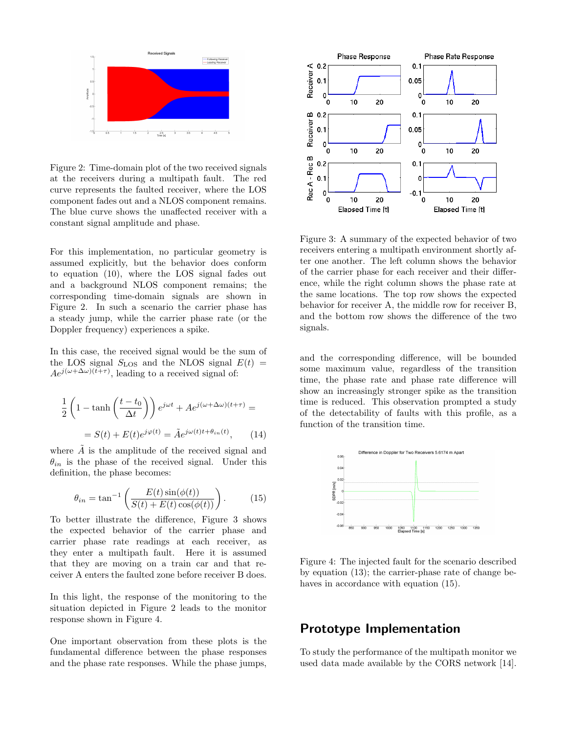Figure 2: Time-domain plot of the two received signals at the receivers during a multipath fault. The red curve represents the faulted receiver, where the LOS component fades out and a NLOS component remains. The blue curve shows the unaffected receiver with a constant signal amplitude and phase.

For this implementation, no particular geometry is assumed explicitly, but the behavior does conform to equation (10), where the LOS signal fades out and a background NLOS component remains; the corresponding time-domain signals are shown in Figure 2. In such a scenario the carrier phase has a steady jump, while the carrier phase rate (or the Doppler frequency) experiences a spike.

In this case, the received signal would be the sum of the LOS signal $S_{\text{LOS}}$ and the NLOS signal $E(t) = Ae^{j(\omega+\Delta\omega)(t+\tau)}$, leading to a received signal of:

$$\frac{1}{2}\left(1 - \tanh\left(\frac{t-t_0}{\Delta t}\right)\right)e^{j\omega t} + Ae^{j(\omega+\Delta\omega)(t+\tau)} =$$

$$= S(t) + E(t)e^{j\varphi(t)} = \tilde{A}e^{j\omega(t)t+\theta_{in}(t)}, \qquad (14)$$

where $\tilde{A}$ is the amplitude of the received signal and $\theta_{in}$ is the phase of the received signal. Under this definition, the phase becomes:

$$\theta_{in} = \tan^{-1}\left(\frac{E(t)\sin(\phi(t))}{S(t) + E(t)\cos(\phi(t))}\right). \qquad (15)$$

To better illustrate the difference, Figure 3 shows the expected behavior of the carrier phase and carrier phase rate readings at each receiver, as they enter a multipath fault. Here it is assumed that they are moving on a train car and that receiver A enters the faulted zone before receiver B does.

In this light, the response of the monitoring to the situation depicted in Figure 2 leads to the monitor response shown in Figure 4.

One important observation from these plots is the fundamental difference between the phase responses and the phase rate responses. While the phase jumps, and the corresponding difference, will be bounded some maximum value, regardless of the transition time, the phase rate and phase rate difference will show an increasingly stronger spike as the transition time is reduced. This observation prompted a study of the detectability of faults with this profile, as a function of the transition time.

Figure 3: A summary of the expected behavior of two receivers entering a multipath environment shortly after one another. The left column shows the behavior of the carrier phase for each receiver and their difference, while the right column shows the phase rate at the same locations. The top row shows the expected behavior for receiver A, the middle row for receiver B, and the bottom row shows the difference of the two signals.

Figure 4: The injected fault for the scenario described by equation (13); the carrier-phase rate of change behaves in accordance with equation (15).

## Prototype Implementation

To study the performance of the multipath monitor we used data made available by the CORS network [14].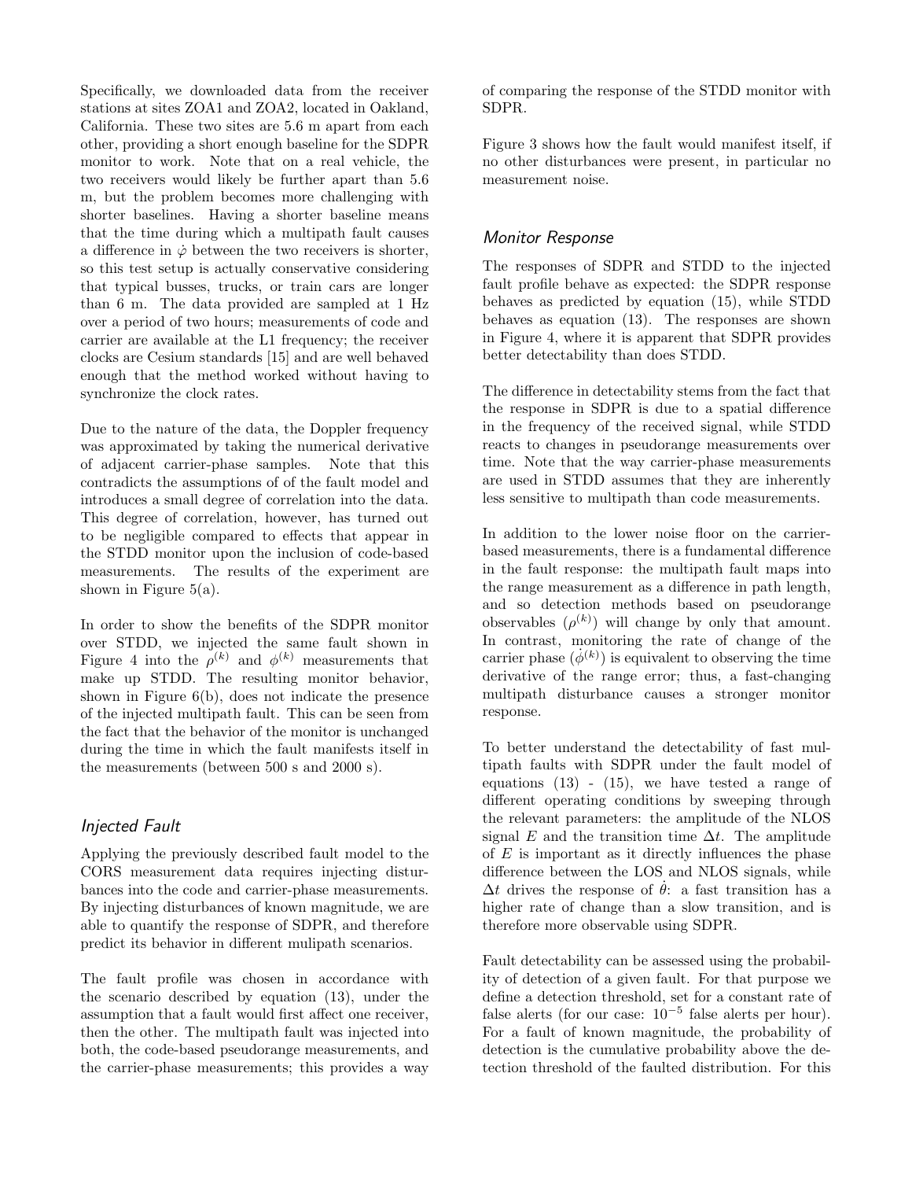Specifically, we downloaded data from the receiver stations at sites ZOA1 and ZOA2, located in Oakland, California. These two sites are 5.6 m apart from each other, providing a short enough baseline for the SDPR monitor to work. Note that on a real vehicle, the two receivers would likely be further apart than 5.6 m, but the problem becomes more challenging with shorter baselines. Having a shorter baseline means that the time during which a multipath fault causes a difference in $\dot{\varphi}$ between the two receivers is shorter, so this test setup is actually conservative considering that typical busses, trucks, or train cars are longer than 6 m. The data provided are sampled at 1 Hz over a period of two hours; measurements of code and carrier are available at the L1 frequency; the receiver clocks are Cesium standards [15] and are well behaved enough that the method worked without having to synchronize the clock rates.

Due to the nature of the data, the Doppler frequency was approximated by taking the numerical derivative of adjacent carrier-phase samples. Note that this contradicts the assumptions of of the fault model and introduces a small degree of correlation into the data. This degree of correlation, however, has turned out to be negligible compared to effects that appear in the STDD monitor upon the inclusion of code-based measurements. The results of the experiment are shown in Figure 5(a).

In order to show the benefits of the SDPR monitor over STDD, we injected the same fault shown in Figure 4 into the $\rho^{(k)}$ and $\phi^{(k)}$ measurements that make up STDD. The resulting monitor behavior, shown in Figure 6(b), does not indicate the presence of the injected multipath fault. This can be seen from the fact that the behavior of the monitor is unchanged during the time in which the fault manifests itself in the measurements (between 500 s and 2000 s).

### *Injected Fault*

Applying the previously described fault model to the CORS measurement data requires injecting disturbances into the code and carrier-phase measurements. By injecting disturbances of known magnitude, we are able to quantify the response of SDPR, and therefore predict its behavior in different mulipath scenarios.

The fault profile was chosen in accordance with the scenario described by equation (13), under the assumption that a fault would first affect one receiver, then the other. The multipath fault was injected into both, the code-based pseudorange measurements, and the carrier-phase measurements; this provides a way of comparing the response of the STDD monitor with SDPR.

Figure 3 shows how the fault would manifest itself, if no other disturbances were present, in particular no measurement noise.

### *Monitor Response*

The responses of SDPR and STDD to the injected fault profile behave as expected: the SDPR response behaves as predicted by equation (15), while STDD behaves as equation (13). The responses are shown in Figure 4, where it is apparent that SDPR provides better detectability than does STDD.

The difference in detectability stems from the fact that the response in SDPR is due to a spatial difference in the frequency of the received signal, while STDD reacts to changes in pseudorange measurements over time. Note that the way carrier-phase measurements are used in STDD assumes that they are inherently less sensitive to multipath than code measurements.

In addition to the lower noise floor on the carrier-based measurements, there is a fundamental difference in the fault response: the multipath fault maps into the range measurement as a difference in path length, and so detection methods based on pseudorange observables ($\rho^{(k)}$) will change by only that amount. In contrast, monitoring the rate of change of the carrier phase ($\dot{\phi}^{(k)}$) is equivalent to observing the time derivative of the range error; thus, a fast-changing multipath disturbance causes a stronger monitor response.

To better understand the detectability of fast multipath faults with SDPR under the fault model of equations (13) - (15), we have tested a range of different operating conditions by sweeping through the relevant parameters: the amplitude of the NLOS signal $E$ and the transition time $\Delta t$. The amplitude of $E$ is important as it directly influences the phase difference between the LOS and NLOS signals, while $\Delta t$ drives the response of $\dot{\theta}$: a fast transition has a higher rate of change than a slow transition, and is therefore more observable using SDPR.

Fault detectability can be assessed using the probability of detection of a given fault. For that purpose we define a detection threshold, set for a constant rate of false alerts (for our case: $10^{-5}$ false alerts per hour). For a fault of known magnitude, the probability of detection is the cumulative probability above the detection threshold of the faulted distribution. For this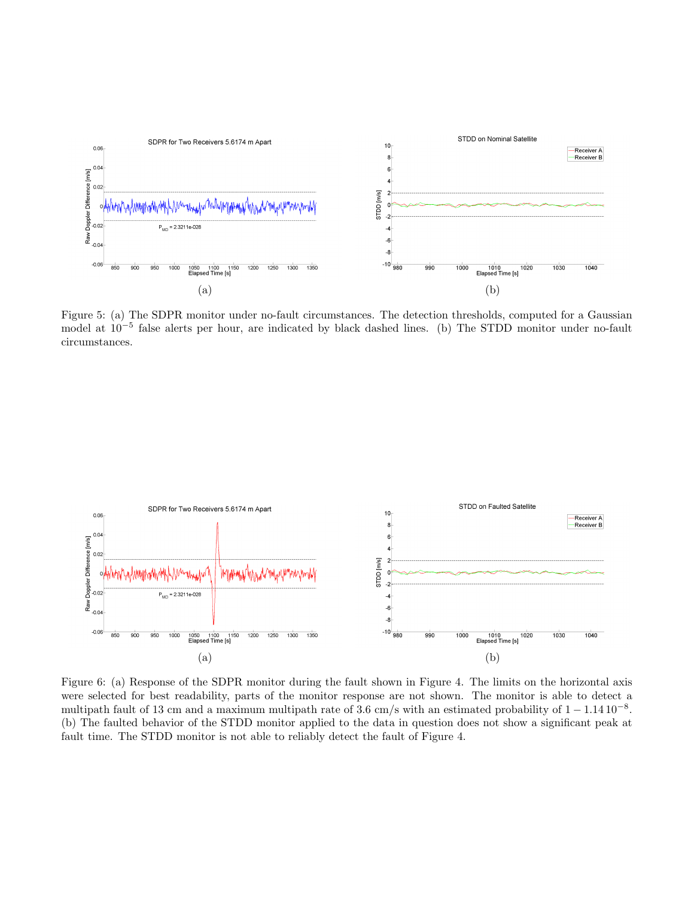Figure 5: (a) The SDPR monitor under no-fault circumstances. The detection thresholds, computed for a Gaussian model at $10^{-5}$ false alerts per hour, are indicated by black dashed lines. (b) The STDD monitor under no-fault circumstances.

Figure 6: (a) Response of the SDPR monitor during the fault shown in Figure 4. The limits on the horizontal axis were selected for best readability, parts of the monitor response are not shown. The monitor is able to detect a multipath fault of 13 cm and a maximum multipath rate of 3.6 cm/s with an estimated probability of $1 - 1.14\,10^{-8}$. (b) The faulted behavior of the STDD monitor applied to the data in question does not show a significant peak at fault time. The STDD monitor is not able to reliably detect the fault of Figure 4.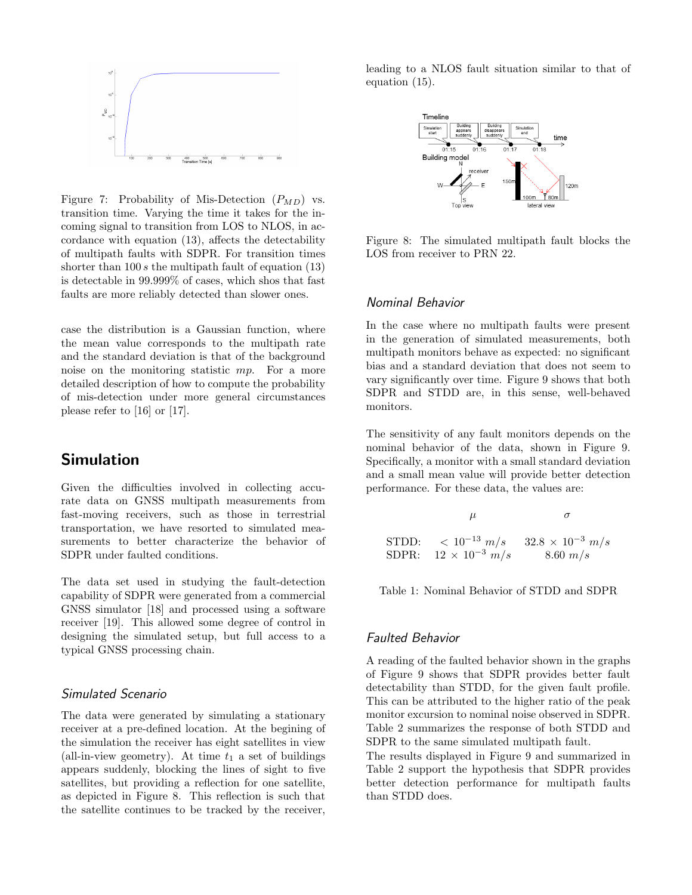Figure 7: Probability of Mis-Detection ($P_{MD}$) vs. transition time. Varying the time it takes for the incoming signal to transition from LOS to NLOS, in accordance with equation (13), affects the detectability of multipath faults with SDPR. For transition times shorter than $100\,s$ the multipath fault of equation (13) is detectable in 99.999% of cases, which shos that fast faults are more reliably detected than slower ones.

case the distribution is a Gaussian function, where the mean value corresponds to the multipath rate and the standard deviation is that of the background noise on the monitoring statistic $mp$. For a more detailed description of how to compute the probability of mis-detection under more general circumstances please refer to [16] or [17].

## Simulation

Given the difficulties involved in collecting accurate data on GNSS multipath measurements from fast-moving receivers, such as those in terrestrial transportation, we have resorted to simulated measurements to better characterize the behavior of SDPR under faulted conditions.

The data set used in studying the fault-detection capability of SDPR were generated from a commercial GNSS simulator [18] and processed using a software receiver [19]. This allowed some degree of control in designing the simulated setup, but full access to a typical GNSS processing chain.

### *Simulated Scenario*

The data were generated by simulating a stationary receiver at a pre-defined location. At the begining of the simulation the receiver has eight satellites in view (all-in-view geometry). At time $t_1$ a set of buildings appears suddenly, blocking the lines of sight to five satellites, but providing a reflection for one satellite, as depicted in Figure 8. This reflection is such that the satellite continues to be tracked by the receiver, leading to a NLOS fault situation similar to that of equation (15).

Figure 8: The simulated multipath fault blocks the LOS from receiver to PRN 22.

### *Nominal Behavior*

In the case where no multipath faults were present in the generation of simulated measurements, both multipath monitors behave as expected: no significant bias and a standard deviation that does not seem to vary significantly over time. Figure 9 shows that both SDPR and STDD are, in this sense, well-behaved monitors.

The sensitivity of any fault monitors depends on the nominal behavior of the data, shown in Figure 9. Specifically, a monitor with a small standard deviation and a small mean value will provide better detection performance. For these data, the values are:

| | $\mu$ | $\sigma$ |
|---|---|---|
| STDD: | $< 10^{-13}\ m/s$ | $32.8 \times 10^{-3}\ m/s$ |
| SDPR: | $12 \times 10^{-3}\ m/s$ | $8.60\ m/s$ |

Table 1: Nominal Behavior of STDD and SDPR

### *Faulted Behavior*

A reading of the faulted behavior shown in the graphs of Figure 9 shows that SDPR provides better fault detectability than STDD, for the given fault profile. This can be attributed to the higher ratio of the peak monitor excursion to nominal noise observed in SDPR. Table 2 summarizes the response of both STDD and SDPR to the same simulated multipath fault.
The results displayed in Figure 9 and summarized in Table 2 support the hypothesis that SDPR provides better detection performance for multipath faults than STDD does.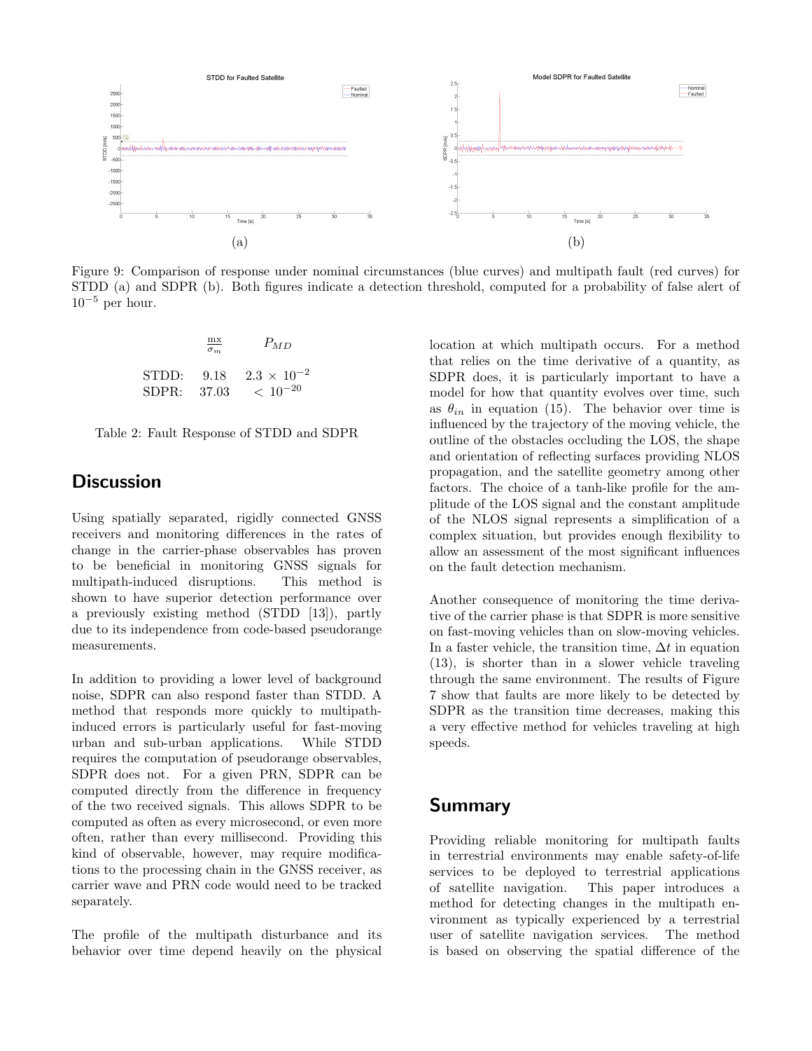(a)

(b)

Figure 9: Comparison of response under nominal circumstances (blue curves) and multipath fault (red curves) for STDD (a) and SDPR (b). Both figures indicate a detection threshold, computed for a probability of false alert of $10^{-5}$ per hour.

| | $\frac{\text{mx}}{\sigma_m}$ | $P_{MD}$ |
|---|---|---|
| STDD: | 9.18 | $2.3 \times 10^{-2}$ |
| SDPR: | 37.03 | $< 10^{-20}$ |

Table 2: Fault Response of STDD and SDPR

## Discussion

Using spatially separated, rigidly connected GNSS receivers and monitoring differences in the rates of change in the carrier-phase observables has proven to be beneficial in monitoring GNSS signals for multipath-induced disruptions. This method is shown to have superior detection performance over a previously existing method (STDD [13]), partly due to its independence from code-based pseudorange measurements.

In addition to providing a lower level of background noise, SDPR can also respond faster than STDD. A method that responds more quickly to multipath-induced errors is particularly useful for fast-moving urban and sub-urban applications. While STDD requires the computation of pseudorange observables, SDPR does not. For a given PRN, SDPR can be computed directly from the difference in frequency of the two received signals. This allows SDPR to be computed as often as every microsecond, or even more often, rather than every millisecond. Providing this kind of observable, however, may require modifications to the processing chain in the GNSS receiver, as carrier wave and PRN code would need to be tracked separately.

The profile of the multipath disturbance and its behavior over time depend heavily on the physical location at which multipath occurs. For a method that relies on the time derivative of a quantity, as SDPR does, it is particularly important to have a model for how that quantity evolves over time, such as $\theta_{in}$ in equation (15). The behavior over time is influenced by the trajectory of the moving vehicle, the outline of the obstacles occluding the LOS, the shape and orientation of reflecting surfaces providing NLOS propagation, and the satellite geometry among other factors. The choice of a tanh-like profile for the amplitude of the LOS signal and the constant amplitude of the NLOS signal represents a simplification of a complex situation, but provides enough flexibility to allow an assessment of the most significant influences on the fault detection mechanism.

Another consequence of monitoring the time derivative of the carrier phase is that SDPR is more sensitive on fast-moving vehicles than on slow-moving vehicles. In a faster vehicle, the transition time, $\Delta t$ in equation (13), is shorter than in a slower vehicle traveling through the same environment. The results of Figure 7 show that faults are more likely to be detected by SDPR as the transition time decreases, making this a very effective method for vehicles traveling at high speeds.

## Summary

Providing reliable monitoring for multipath faults in terrestrial environments may enable safety-of-life services to be deployed to terrestrial applications of satellite navigation. This paper introduces a method for detecting changes in the multipath environment as typically experienced by a terrestrial user of satellite navigation services. The method is based on observing the spatial difference of the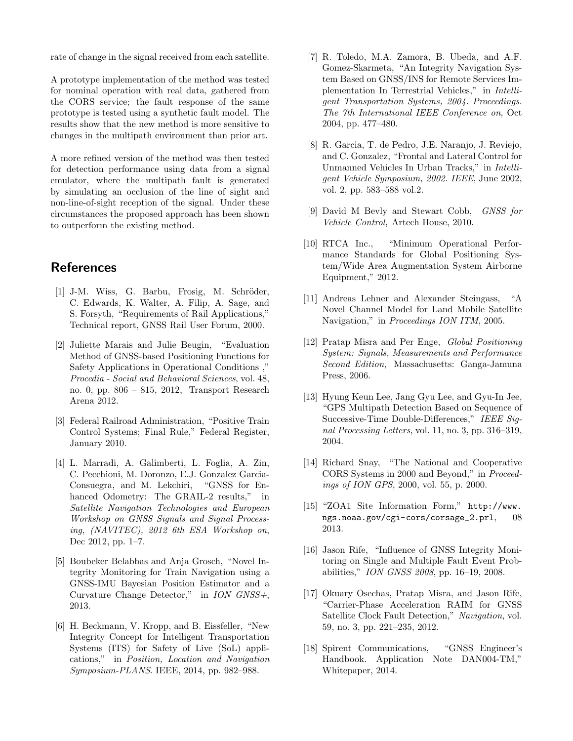rate of change in the signal received from each satellite.

A prototype implementation of the method was tested for nominal operation with real data, gathered from the CORS service; the fault response of the same prototype is tested using a synthetic fault model. The results show that the new method is more sensitive to changes in the multipath environment than prior art.

A more refined version of the method was then tested for detection performance using data from a signal emulator, where the multipath fault is generated by simulating an occlusion of the line of sight and non-line-of-sight reception of the signal. Under these circumstances the proposed approach has been shown to outperform the existing method.

## References

[1] J-M. Wiss, G. Barbu, Frosig, M. Schröder, C. Edwards, K. Walter, A. Filip, A. Sage, and S. Forsyth, "Requirements of Rail Applications," Technical report, GNSS Rail User Forum, 2000.

[2] Juliette Marais and Julie Beugin, "Evaluation Method of GNSS-based Positioning Functions for Safety Applications in Operational Conditions ," *Procedia - Social and Behavioral Sciences*, vol. 48, no. 0, pp. 806 – 815, 2012, Transport Research Arena 2012.

[3] Federal Railroad Administration, "Positive Train Control Systems; Final Rule," Federal Register, January 2010.

[4] L. Marradi, A. Galimberti, L. Foglia, A. Zin, C. Pecchioni, M. Doronzo, E.J. Gonzalez Garcia-Consuegra, and M. Lekchiri, "GNSS for Enhanced Odometry: The GRAIL-2 results," in *Satellite Navigation Technologies and European Workshop on GNSS Signals and Signal Processing, (NAVITEC), 2012 6th ESA Workshop on*, Dec 2012, pp. 1–7.

[5] Boubeker Belabbas and Anja Grosch, "Novel Integrity Monitoring for Train Navigation using a GNSS-IMU Bayesian Position Estimator and a Curvature Change Detector," in *ION GNSS+*, 2013.

[6] H. Beckmann, V. Kropp, and B. Eissfeller, "New Integrity Concept for Intelligent Transportation Systems (ITS) for Safety of Live (SoL) applications," in *Position, Location and Navigation Symposium-PLANS*. IEEE, 2014, pp. 982–988.

[7] R. Toledo, M.A. Zamora, B. Ubeda, and A.F. Gomez-Skarmeta, "An Integrity Navigation System Based on GNSS/INS for Remote Services Implementation In Terrestrial Vehicles," in *Intelligent Transportation Systems, 2004. Proceedings. The 7th International IEEE Conference on*, Oct 2004, pp. 477–480.

[8] R. Garcia, T. de Pedro, J.E. Naranjo, J. Reviejo, and C. Gonzalez, "Frontal and Lateral Control for Unmanned Vehicles In Urban Tracks," in *Intelligent Vehicle Symposium, 2002. IEEE*, June 2002, vol. 2, pp. 583–588 vol.2.

[9] David M Bevly and Stewart Cobb, *GNSS for Vehicle Control*, Artech House, 2010.

[10] RTCA Inc., "Minimum Operational Performance Standards for Global Positioning System/Wide Area Augmentation System Airborne Equipment," 2012.

[11] Andreas Lehner and Alexander Steingass, "A Novel Channel Model for Land Mobile Satellite Navigation," in *Proceedings ION ITM*, 2005.

[12] Pratap Misra and Per Enge, *Global Positioning System: Signals, Measurements and Performance Second Edition*, Massachusetts: Ganga-Jamuna Press, 2006.

[13] Hyung Keun Lee, Jang Gyu Lee, and Gyu-In Jee, "GPS Multipath Detection Based on Sequence of Successive-Time Double-Differences," *IEEE Signal Processing Letters*, vol. 11, no. 3, pp. 316–319, 2004.

[14] Richard Snay, "The National and Cooperative CORS Systems in 2000 and Beyond," in *Proceedings of ION GPS*, 2000, vol. 55, p. 2000.

[15] "ZOA1 Site Information Form," `http://www.ngs.noaa.gov/cgi-cors/corsage_2.prl`, 08 2013.

[16] Jason Rife, "Influence of GNSS Integrity Monitoring on Single and Multiple Fault Event Probabilities," *ION GNSS 2008*, pp. 16–19, 2008.

[17] Okuary Osechas, Pratap Misra, and Jason Rife, "Carrier-Phase Acceleration RAIM for GNSS Satellite Clock Fault Detection," *Navigation*, vol. 59, no. 3, pp. 221–235, 2012.

[18] Spirent Communications, "GNSS Engineer's Handbook. Application Note DAN004-TM," Whitepaper, 2014.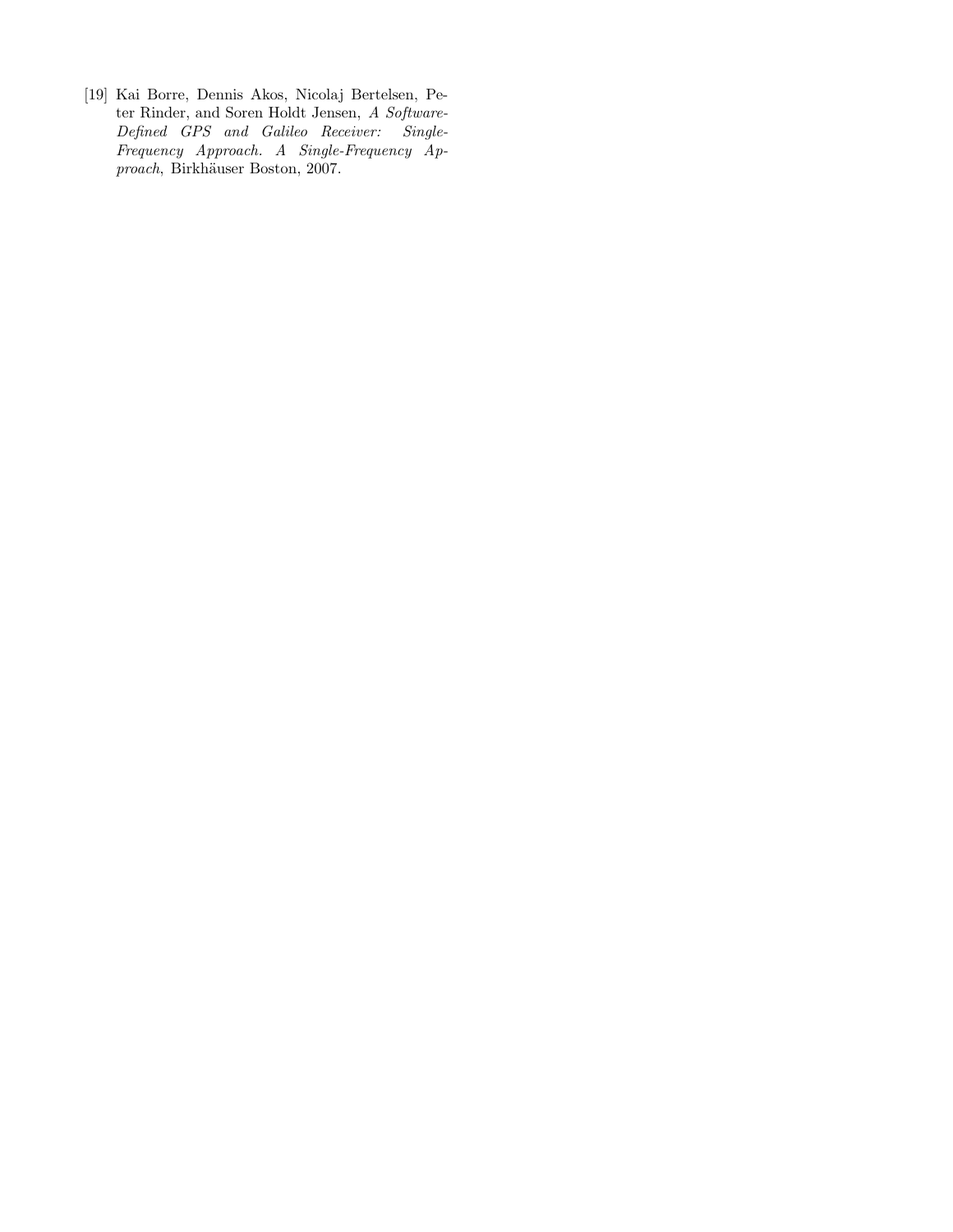[19] Kai Borre, Dennis Akos, Nicolaj Bertelsen, Peter Rinder, and Soren Holdt Jensen, *A Software-Defined GPS and Galileo Receiver: Single-Frequency Approach. A Single-Frequency Approach*, Birkhäuser Boston, 2007.